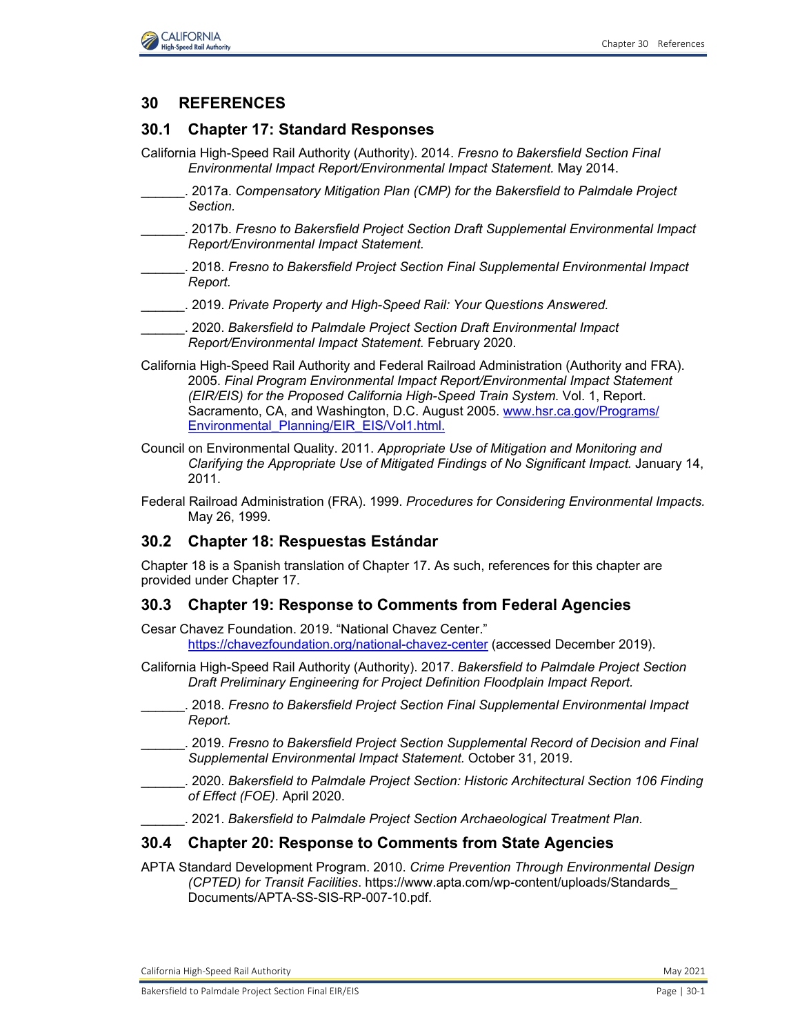# 30 REFERENCES

## 30.1 Chapter 17: Standard Responses

California High-Speed Rail Authority (Authority). 2014. *Fresno to Bakersfield Section Final Environmental Impact Report/Environmental Impact Statement.* May 2014.

______. 2017a. *Compensatory Mitigation Plan (CMP) for the Bakersfield to Palmdale Project Section.*

______. 2017b. *Fresno to Bakersfield Project Section Draft Supplemental Environmental Impact Report/Environmental Impact Statement.*

______. 2018. *Fresno to Bakersfield Project Section Final Supplemental Environmental Impact Report.*

______. 2019. *Private Property and High-Speed Rail: Your Questions Answered.*

______. 2020. *Bakersfield to Palmdale Project Section Draft Environmental Impact Report/Environmental Impact Statement.* February 2020.

California High-Speed Rail Authority and Federal Railroad Administration (Authority and FRA). 2005. *Final Program Environmental Impact Report/Environmental Impact Statement (EIR/EIS) for the Proposed California High-Speed Train System.* Vol. 1, Report. Sacramento, CA, and Washington, D.C. August 2005. [www.hsr.ca.gov/Programs/Environmental_Planning/EIR_EIS/Vol1.html.](www.hsr.ca.gov/Programs/Environmental_Planning/EIR_EIS/Vol1.html)

Council on Environmental Quality. 2011. *Appropriate Use of Mitigation and Monitoring and Clarifying the Appropriate Use of Mitigated Findings of No Significant Impact.* January 14, 2011.

Federal Railroad Administration (FRA). 1999. *Procedures for Considering Environmental Impacts.* May 26, 1999.

## 30.2 Chapter 18: Respuestas Estándar

Chapter 18 is a Spanish translation of Chapter 17. As such, references for this chapter are provided under Chapter 17.

## 30.3 Chapter 19: Response to Comments from Federal Agencies

Cesar Chavez Foundation. 2019. "National Chavez Center." [https://chavezfoundation.org/national-chavez-center](https://chavezfoundation.org/national-chavez-center) (accessed December 2019).

California High-Speed Rail Authority (Authority). 2017. *Bakersfield to Palmdale Project Section Draft Preliminary Engineering for Project Definition Floodplain Impact Report.*

______. 2018. *Fresno to Bakersfield Project Section Final Supplemental Environmental Impact Report.*

______. 2019. *Fresno to Bakersfield Project Section Supplemental Record of Decision and Final Supplemental Environmental Impact Statement.* October 31, 2019.

______. 2020. *Bakersfield to Palmdale Project Section: Historic Architectural Section 106 Finding of Effect (FOE).* April 2020.

______. 2021. *Bakersfield to Palmdale Project Section Archaeological Treatment Plan.*

## 30.4 Chapter 20: Response to Comments from State Agencies

APTA Standard Development Program. 2010. *Crime Prevention Through Environmental Design (CPTED) for Transit Facilities*. https://www.apta.com/wp-content/uploads/Standards_Documents/APTA-SS-SIS-RP-007-10.pdf.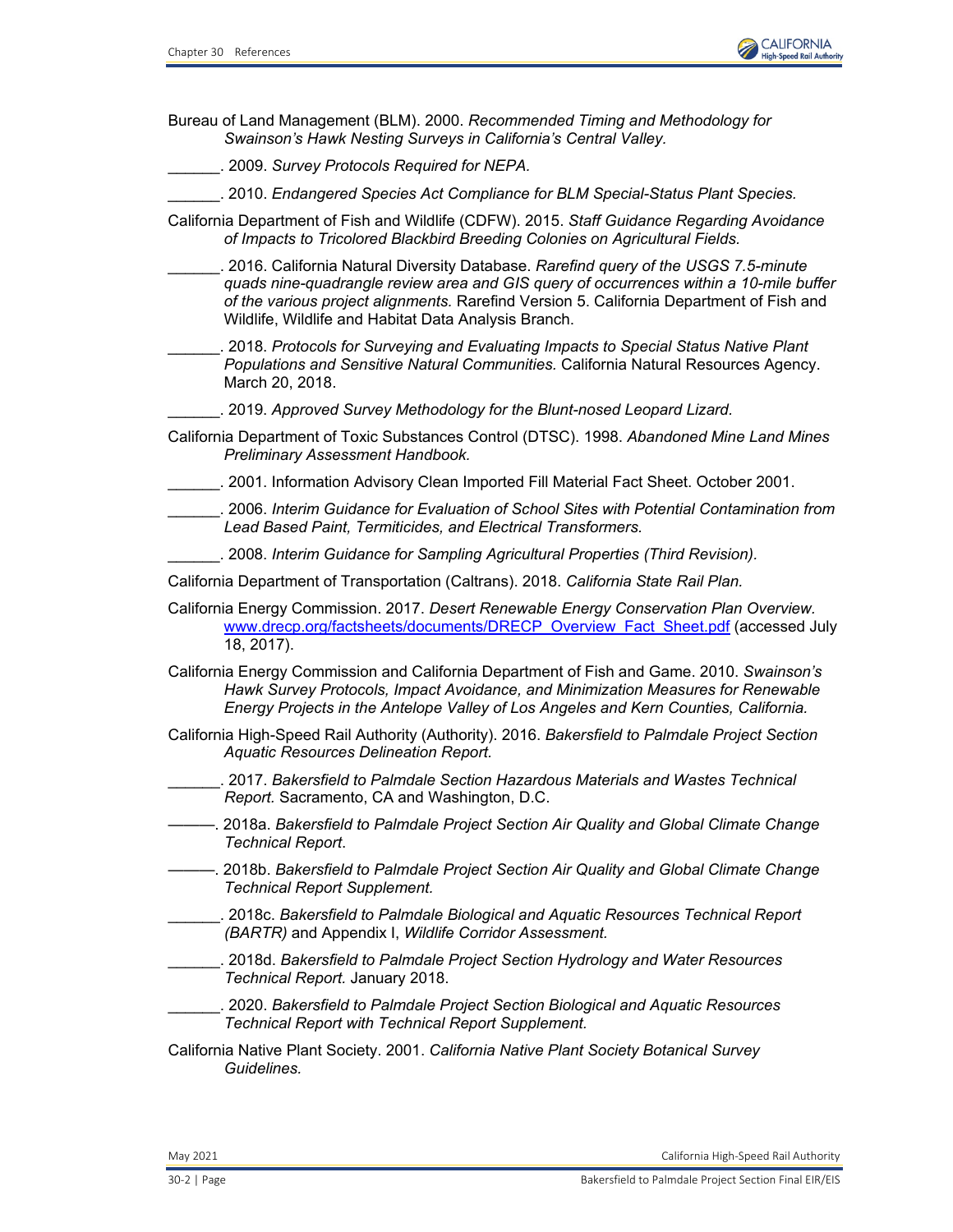Bureau of Land Management (BLM). 2000. *Recommended Timing and Methodology for Swainson's Hawk Nesting Surveys in California's Central Valley.*

\_\_\_\_\_\_. 2009. *Survey Protocols Required for NEPA.*

\_\_\_\_\_\_. 2010. *Endangered Species Act Compliance for BLM Special-Status Plant Species.*

California Department of Fish and Wildlife (CDFW). 2015. *Staff Guidance Regarding Avoidance of Impacts to Tricolored Blackbird Breeding Colonies on Agricultural Fields.*

\_\_\_\_\_\_. 2016. California Natural Diversity Database. *Rarefind query of the USGS 7.5-minute quads nine-quadrangle review area and GIS query of occurrences within a 10-mile buffer of the various project alignments.* Rarefind Version 5. California Department of Fish and Wildlife, Wildlife and Habitat Data Analysis Branch.

\_\_\_\_\_\_. 2018. *Protocols for Surveying and Evaluating Impacts to Special Status Native Plant Populations and Sensitive Natural Communities.* California Natural Resources Agency. March 20, 2018.

\_\_\_\_\_\_. 2019. *Approved Survey Methodology for the Blunt-nosed Leopard Lizard.*

California Department of Toxic Substances Control (DTSC). 1998. *Abandoned Mine Land Mines Preliminary Assessment Handbook.*

\_\_\_\_\_\_. 2001. Information Advisory Clean Imported Fill Material Fact Sheet. October 2001.

\_\_\_\_\_\_. 2006. *Interim Guidance for Evaluation of School Sites with Potential Contamination from Lead Based Paint, Termiticides, and Electrical Transformers.*

\_\_\_\_\_\_. 2008. *Interim Guidance for Sampling Agricultural Properties (Third Revision).*

California Department of Transportation (Caltrans). 2018. *California State Rail Plan.*

California Energy Commission. 2017. *Desert Renewable Energy Conservation Plan Overview*. www.drecp.org/factsheets/documents/DRECP_Overview_Fact_Sheet.pdf (accessed July 18, 2017).

California Energy Commission and California Department of Fish and Game. 2010. *Swainson's Hawk Survey Protocols, Impact Avoidance, and Minimization Measures for Renewable Energy Projects in the Antelope Valley of Los Angeles and Kern Counties, California.*

California High-Speed Rail Authority (Authority). 2016. *Bakersfield to Palmdale Project Section Aquatic Resources Delineation Report.*

\_\_\_\_\_\_. 2017. *Bakersfield to Palmdale Section Hazardous Materials and Wastes Technical Report.* Sacramento, CA and Washington, D.C.

———. 2018a. *Bakersfield to Palmdale Project Section Air Quality and Global Climate Change Technical Report*.

———. 2018b. *Bakersfield to Palmdale Project Section Air Quality and Global Climate Change Technical Report Supplement.*

\_\_\_\_\_\_. 2018c. *Bakersfield to Palmdale Biological and Aquatic Resources Technical Report (BARTR)* and Appendix I, *Wildlife Corridor Assessment.*

\_\_\_\_\_\_. 2018d. *Bakersfield to Palmdale Project Section Hydrology and Water Resources Technical Report.* January 2018.

\_\_\_\_\_\_. 2020. *Bakersfield to Palmdale Project Section Biological and Aquatic Resources Technical Report with Technical Report Supplement.*

California Native Plant Society. 2001. *California Native Plant Society Botanical Survey Guidelines.*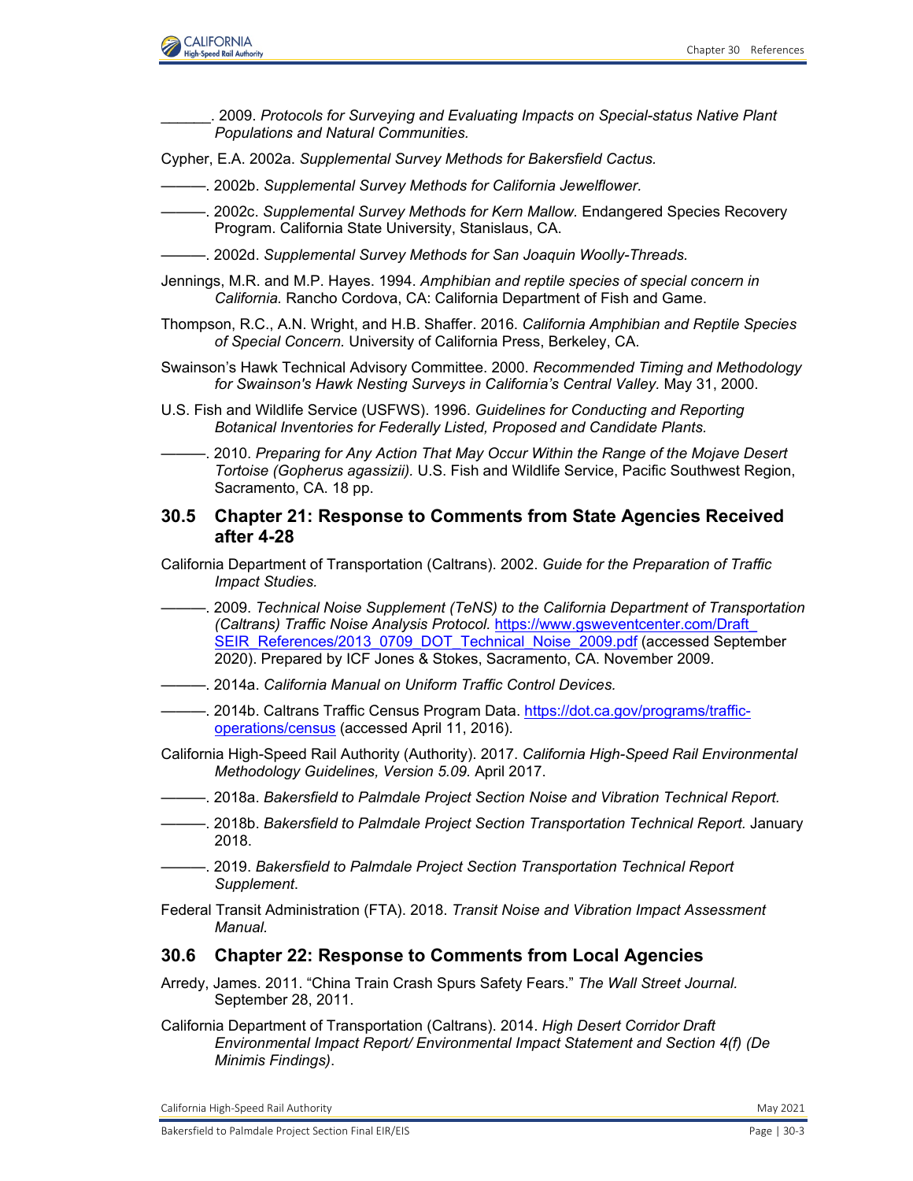______. 2009. *Protocols for Surveying and Evaluating Impacts on Special-status Native Plant Populations and Natural Communities.*

Cypher, E.A. 2002a. *Supplemental Survey Methods for Bakersfield Cactus.*

———. 2002b. *Supplemental Survey Methods for California Jewelflower.*

———. 2002c. *Supplemental Survey Methods for Kern Mallow.* Endangered Species Recovery Program. California State University, Stanislaus, CA.

———. 2002d. *Supplemental Survey Methods for San Joaquin Woolly-Threads.*

Jennings, M.R. and M.P. Hayes. 1994. *Amphibian and reptile species of special concern in California.* Rancho Cordova, CA: California Department of Fish and Game.

Thompson, R.C., A.N. Wright, and H.B. Shaffer. 2016. *California Amphibian and Reptile Species of Special Concern.* University of California Press, Berkeley, CA.

Swainson's Hawk Technical Advisory Committee. 2000. *Recommended Timing and Methodology for Swainson's Hawk Nesting Surveys in California's Central Valley.* May 31, 2000.

U.S. Fish and Wildlife Service (USFWS). 1996. *Guidelines for Conducting and Reporting Botanical Inventories for Federally Listed, Proposed and Candidate Plants.*

———. 2010. *Preparing for Any Action That May Occur Within the Range of the Mojave Desert Tortoise (Gopherus agassizii).* U.S. Fish and Wildlife Service, Pacific Southwest Region, Sacramento, CA. 18 pp.

## 30.5 Chapter 21: Response to Comments from State Agencies Received after 4-28

California Department of Transportation (Caltrans). 2002. *Guide for the Preparation of Traffic Impact Studies.*

———. 2009. *Technical Noise Supplement (TeNS) to the California Department of Transportation (Caltrans) Traffic Noise Analysis Protocol.* https://www.gsweventcenter.com/Draft_SEIR_References/2013_0709_DOT_Technical_Noise_2009.pdf (accessed September 2020). Prepared by ICF Jones & Stokes, Sacramento, CA. November 2009.

———. 2014a. *California Manual on Uniform Traffic Control Devices.*

———. 2014b. Caltrans Traffic Census Program Data. https://dot.ca.gov/programs/traffic-operations/census (accessed April 11, 2016).

California High-Speed Rail Authority (Authority). 2017. *California High-Speed Rail Environmental Methodology Guidelines, Version 5.09*. April 2017.

———. 2018a. *Bakersfield to Palmdale Project Section Noise and Vibration Technical Report.*

———. 2018b. *Bakersfield to Palmdale Project Section Transportation Technical Report.* January 2018.

———. 2019. *Bakersfield to Palmdale Project Section Transportation Technical Report Supplement*.

Federal Transit Administration (FTA). 2018. *Transit Noise and Vibration Impact Assessment Manual.*

## 30.6 Chapter 22: Response to Comments from Local Agencies

Arredy, James. 2011. "China Train Crash Spurs Safety Fears." *The Wall Street Journal.* September 28, 2011.

California Department of Transportation (Caltrans). 2014. *High Desert Corridor Draft Environmental Impact Report/ Environmental Impact Statement and Section 4(f) (De Minimis Findings)*.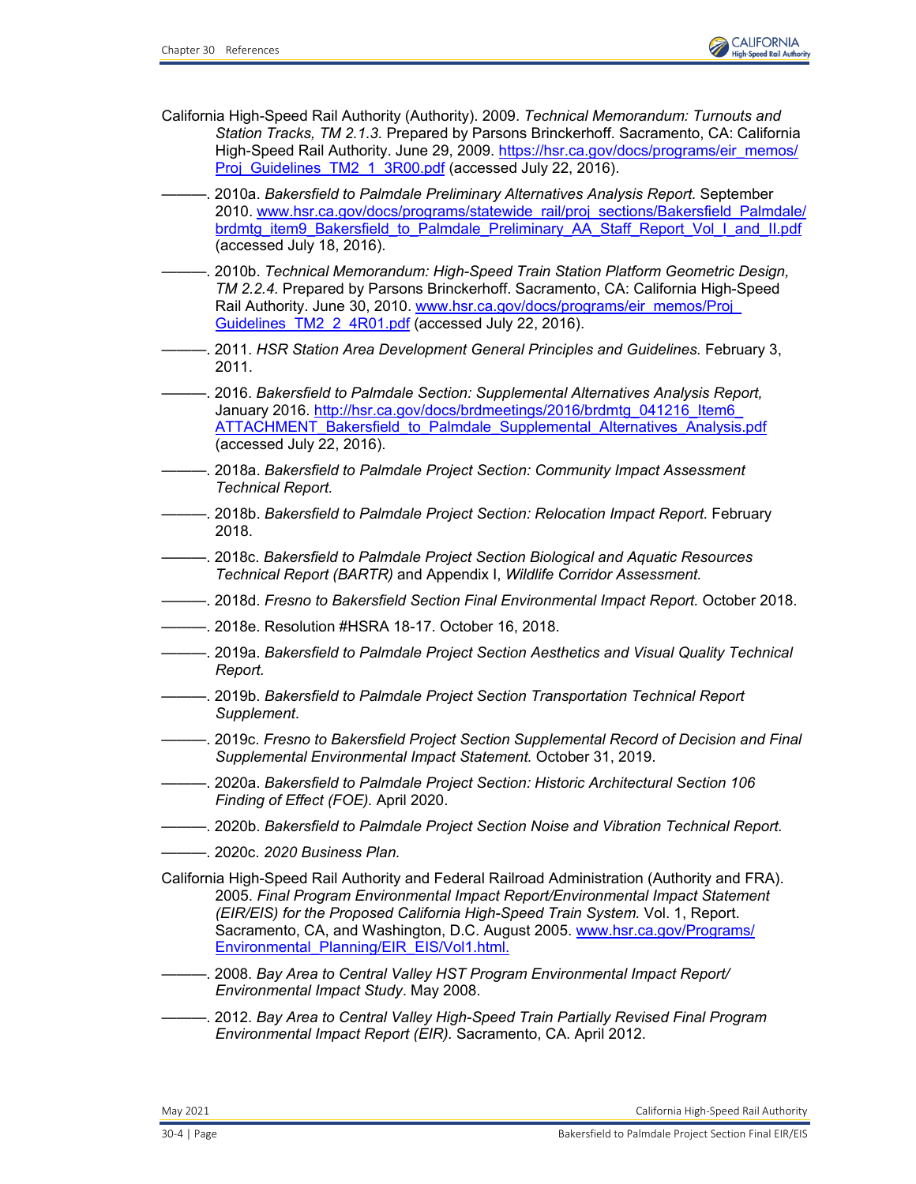California High-Speed Rail Authority (Authority). 2009. *Technical Memorandum: Turnouts and Station Tracks, TM 2.1.3.* Prepared by Parsons Brinckerhoff. Sacramento, CA: California High-Speed Rail Authority. June 29, 2009. https://hsr.ca.gov/docs/programs/eir_memos/Proj_Guidelines_TM2_1_3R00.pdf (accessed July 22, 2016).

———. 2010a. *Bakersfield to Palmdale Preliminary Alternatives Analysis Report.* September 2010. www.hsr.ca.gov/docs/programs/statewide_rail/proj_sections/Bakersfield_Palmdale/brdmtg_item9_Bakersfield_to_Palmdale_Preliminary_AA_Staff_Report_Vol_I_and_II.pdf (accessed July 18, 2016).

———. 2010b. *Technical Memorandum: High-Speed Train Station Platform Geometric Design, TM 2.2.4.* Prepared by Parsons Brinckerhoff. Sacramento, CA: California High-Speed Rail Authority. June 30, 2010. www.hsr.ca.gov/docs/programs/eir_memos/Proj_Guidelines_TM2_2_4R01.pdf (accessed July 22, 2016).

———. 2011. *HSR Station Area Development General Principles and Guidelines.* February 3, 2011.

———. 2016. *Bakersfield to Palmdale Section: Supplemental Alternatives Analysis Report,* January 2016. http://hsr.ca.gov/docs/brdmeetings/2016/brdmtg_041216_Item6_ATTACHMENT_Bakersfield_to_Palmdale_Supplemental_Alternatives_Analysis.pdf (accessed July 22, 2016).

———. 2018a. *Bakersfield to Palmdale Project Section: Community Impact Assessment Technical Report.*

———. 2018b. *Bakersfield to Palmdale Project Section: Relocation Impact Report.* February 2018.

———. 2018c. *Bakersfield to Palmdale Project Section Biological and Aquatic Resources Technical Report (BARTR)* and Appendix I, *Wildlife Corridor Assessment.*

———. 2018d. *Fresno to Bakersfield Section Final Environmental Impact Report.* October 2018.

———. 2018e. Resolution #HSRA 18-17. October 16, 2018.

———. 2019a. *Bakersfield to Palmdale Project Section Aesthetics and Visual Quality Technical Report.*

———. 2019b. *Bakersfield to Palmdale Project Section Transportation Technical Report Supplement*.

———. 2019c. *Fresno to Bakersfield Project Section Supplemental Record of Decision and Final Supplemental Environmental Impact Statement.* October 31, 2019.

———. 2020a. *Bakersfield to Palmdale Project Section: Historic Architectural Section 106 Finding of Effect (FOE).* April 2020.

———. 2020b. *Bakersfield to Palmdale Project Section Noise and Vibration Technical Report.*

———. 2020c. *2020 Business Plan.*

California High-Speed Rail Authority and Federal Railroad Administration (Authority and FRA). 2005. *Final Program Environmental Impact Report/Environmental Impact Statement (EIR/EIS) for the Proposed California High-Speed Train System.* Vol. 1, Report. Sacramento, CA, and Washington, D.C. August 2005. www.hsr.ca.gov/Programs/Environmental_Planning/EIR_EIS/Vol1.html.

———. 2008. *Bay Area to Central Valley HST Program Environmental Impact Report/ Environmental Impact Study*. May 2008.

———. 2012. *Bay Area to Central Valley High-Speed Train Partially Revised Final Program Environmental Impact Report (EIR).* Sacramento, CA. April 2012.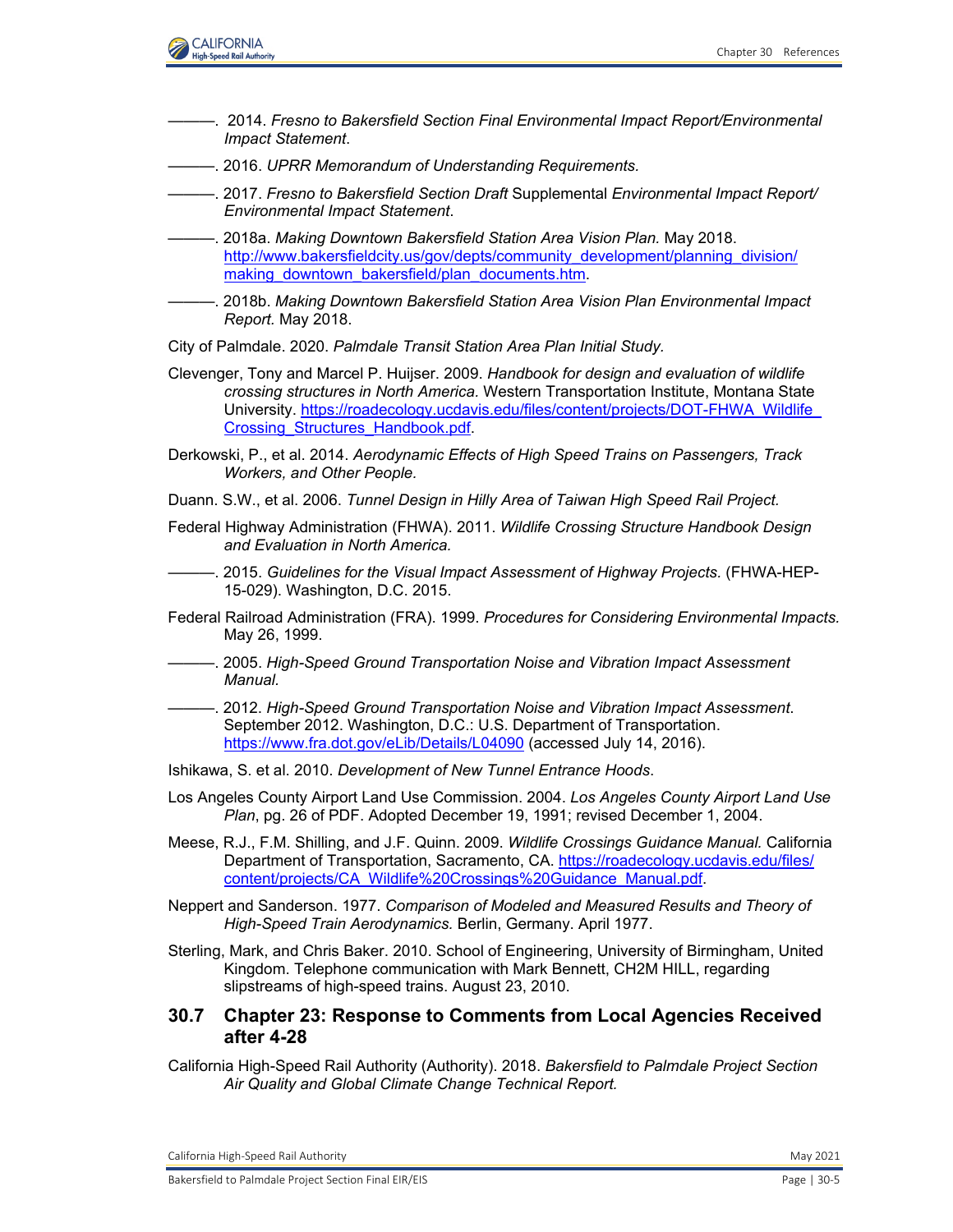———. 2014. *Fresno to Bakersfield Section Final Environmental Impact Report/Environmental Impact Statement*.

———. 2016. *UPRR Memorandum of Understanding Requirements.*

———. 2017. *Fresno to Bakersfield Section Draft* Supplemental *Environmental Impact Report/ Environmental Impact Statement*.

———. 2018a. *Making Downtown Bakersfield Station Area Vision Plan.* May 2018. http://www.bakersfieldcity.us/gov/depts/community_development/planning_division/making_downtown_bakersfield/plan_documents.htm.

———. 2018b. *Making Downtown Bakersfield Station Area Vision Plan Environmental Impact Report.* May 2018.

City of Palmdale. 2020. *Palmdale Transit Station Area Plan Initial Study.*

Clevenger, Tony and Marcel P. Huijser. 2009. *Handbook for design and evaluation of wildlife crossing structures in North America.* Western Transportation Institute, Montana State University. https://roadecology.ucdavis.edu/files/content/projects/DOT-FHWA_Wildlife_Crossing_Structures_Handbook.pdf.

Derkowski, P., et al. 2014. *Aerodynamic Effects of High Speed Trains on Passengers, Track Workers, and Other People.*

Duann. S.W., et al. 2006. *Tunnel Design in Hilly Area of Taiwan High Speed Rail Project.*

Federal Highway Administration (FHWA). 2011. *Wildlife Crossing Structure Handbook Design and Evaluation in North America.*

———. 2015. *Guidelines for the Visual Impact Assessment of Highway Projects.* (FHWA-HEP-15-029). Washington, D.C. 2015.

Federal Railroad Administration (FRA). 1999. *Procedures for Considering Environmental Impacts.* May 26, 1999.

———. 2005. *High-Speed Ground Transportation Noise and Vibration Impact Assessment Manual.*

———. 2012. *High-Speed Ground Transportation Noise and Vibration Impact Assessment*. September 2012. Washington, D.C.: U.S. Department of Transportation. https://www.fra.dot.gov/eLib/Details/L04090 (accessed July 14, 2016).

Ishikawa, S. et al. 2010. *Development of New Tunnel Entrance Hoods*.

Los Angeles County Airport Land Use Commission. 2004. *Los Angeles County Airport Land Use Plan*, pg. 26 of PDF. Adopted December 19, 1991; revised December 1, 2004.

Meese, R.J., F.M. Shilling, and J.F. Quinn. 2009. *Wildlife Crossings Guidance Manual.* California Department of Transportation, Sacramento, CA. https://roadecology.ucdavis.edu/files/content/projects/CA_Wildlife%20Crossings%20Guidance_Manual.pdf.

Neppert and Sanderson. 1977. *Comparison of Modeled and Measured Results and Theory of High-Speed Train Aerodynamics.* Berlin, Germany. April 1977.

Sterling, Mark, and Chris Baker. 2010. School of Engineering, University of Birmingham, United Kingdom. Telephone communication with Mark Bennett, CH2M HILL, regarding slipstreams of high-speed trains. August 23, 2010.

## 30.7 Chapter 23: Response to Comments from Local Agencies Received after 4-28

California High-Speed Rail Authority (Authority). 2018. *Bakersfield to Palmdale Project Section Air Quality and Global Climate Change Technical Report.*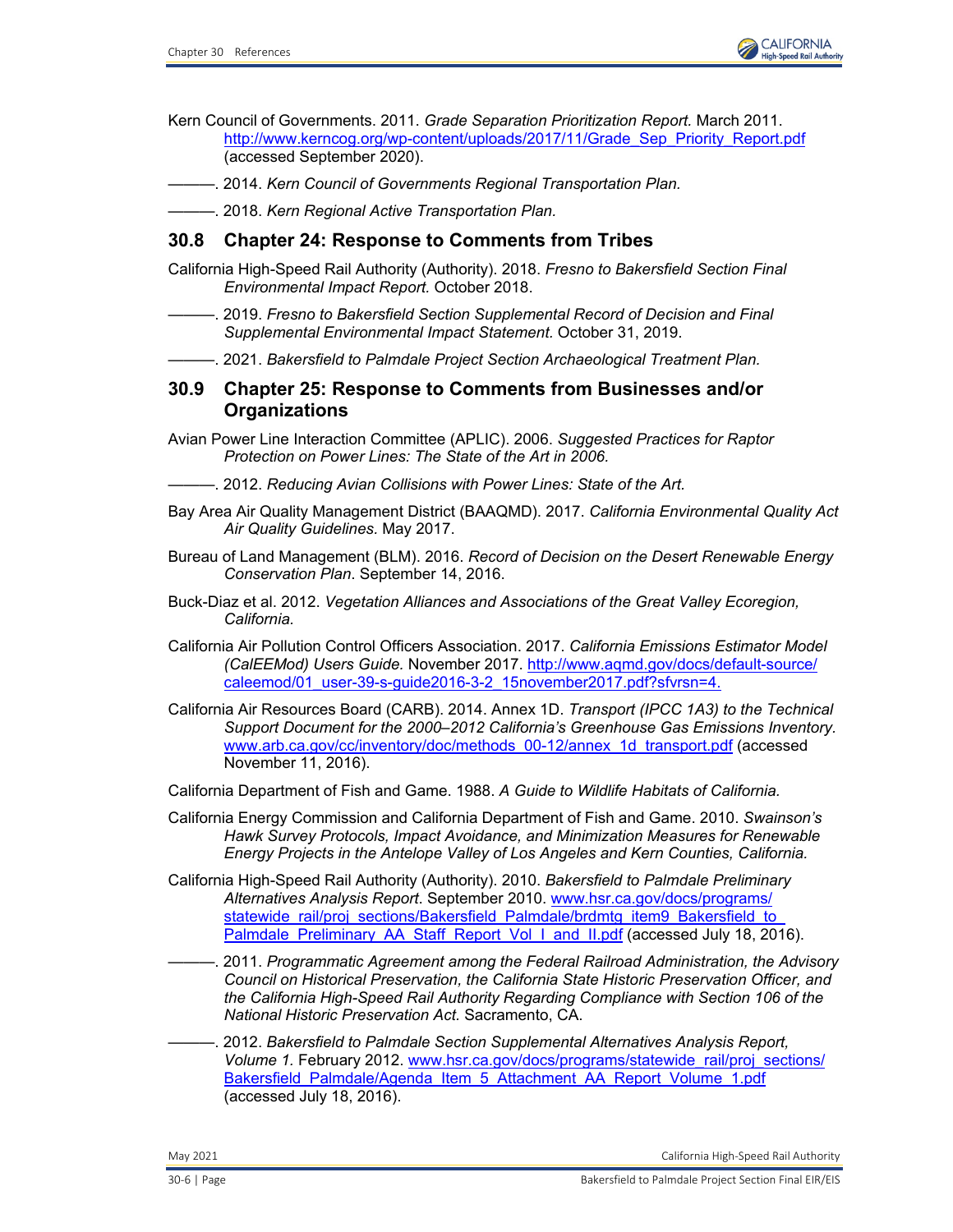Kern Council of Governments. 2011. *Grade Separation Prioritization Report.* March 2011. http://www.kerncog.org/wp-content/uploads/2017/11/Grade_Sep_Priority_Report.pdf (accessed September 2020).

———. 2014. *Kern Council of Governments Regional Transportation Plan.*

———. 2018. *Kern Regional Active Transportation Plan.*

## 30.8 Chapter 24: Response to Comments from Tribes

California High-Speed Rail Authority (Authority). 2018. *Fresno to Bakersfield Section Final Environmental Impact Report.* October 2018.

———. 2019. *Fresno to Bakersfield Section Supplemental Record of Decision and Final Supplemental Environmental Impact Statement.* October 31, 2019.

———. 2021. *Bakersfield to Palmdale Project Section Archaeological Treatment Plan.*

## 30.9 Chapter 25: Response to Comments from Businesses and/or Organizations

Avian Power Line Interaction Committee (APLIC). 2006. *Suggested Practices for Raptor Protection on Power Lines: The State of the Art in 2006.*

———. 2012. *Reducing Avian Collisions with Power Lines: State of the Art.*

Bay Area Air Quality Management District (BAAQMD). 2017. *California Environmental Quality Act Air Quality Guidelines.* May 2017.

Bureau of Land Management (BLM). 2016. *Record of Decision on the Desert Renewable Energy Conservation Plan*. September 14, 2016.

Buck-Diaz et al. 2012. *Vegetation Alliances and Associations of the Great Valley Ecoregion, California.*

California Air Pollution Control Officers Association. 2017. *California Emissions Estimator Model (CalEEMod) Users Guide.* November 2017. http://www.aqmd.gov/docs/default-source/caleemod/01_user-39-s-guide2016-3-2_15november2017.pdf?sfvrsn=4.

California Air Resources Board (CARB). 2014. Annex 1D. *Transport (IPCC 1A3) to the Technical Support Document for the 2000–2012 California's Greenhouse Gas Emissions Inventory.* www.arb.ca.gov/cc/inventory/doc/methods_00-12/annex_1d_transport.pdf (accessed November 11, 2016).

California Department of Fish and Game. 1988. *A Guide to Wildlife Habitats of California.*

California Energy Commission and California Department of Fish and Game. 2010. *Swainson's Hawk Survey Protocols, Impact Avoidance, and Minimization Measures for Renewable Energy Projects in the Antelope Valley of Los Angeles and Kern Counties, California.*

California High-Speed Rail Authority (Authority). 2010. *Bakersfield to Palmdale Preliminary Alternatives Analysis Report*. September 2010. www.hsr.ca.gov/docs/programs/statewide_rail/proj_sections/Bakersfield_Palmdale/brdmtg_item9_Bakersfield_to_Palmdale_Preliminary_AA_Staff_Report_Vol_I_and_II.pdf (accessed July 18, 2016).

———. 2011. *Programmatic Agreement among the Federal Railroad Administration, the Advisory Council on Historical Preservation, the California State Historic Preservation Officer, and the California High-Speed Rail Authority Regarding Compliance with Section 106 of the National Historic Preservation Act.* Sacramento, CA.

———. 2012. *Bakersfield to Palmdale Section Supplemental Alternatives Analysis Report, Volume 1.* February 2012. www.hsr.ca.gov/docs/programs/statewide_rail/proj_sections/Bakersfield_Palmdale/Agenda_Item_5_Attachment_AA_Report_Volume_1.pdf (accessed July 18, 2016).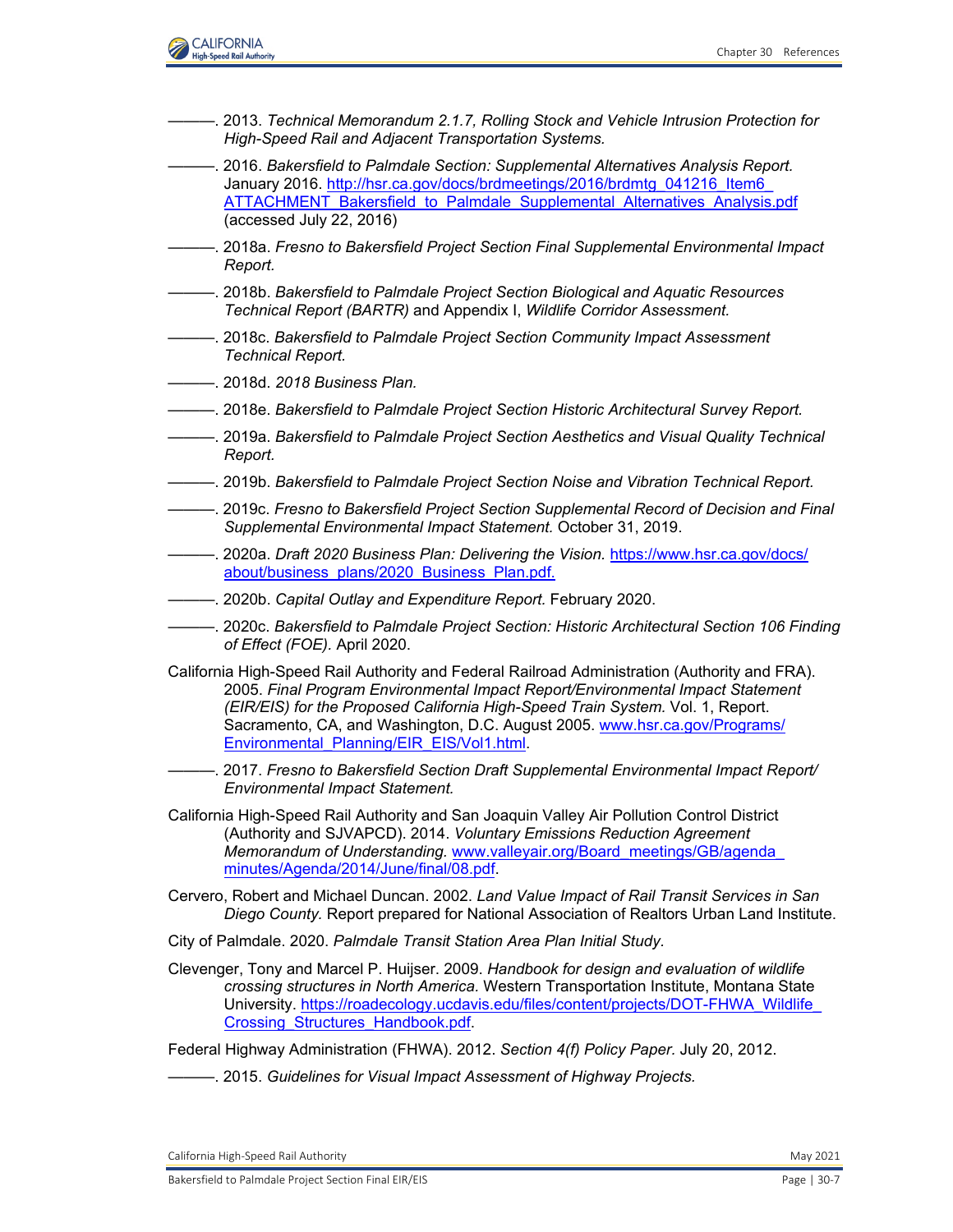———. 2013. *Technical Memorandum 2.1.7, Rolling Stock and Vehicle Intrusion Protection for High-Speed Rail and Adjacent Transportation Systems.*

———. 2016. *Bakersfield to Palmdale Section: Supplemental Alternatives Analysis Report.* January 2016. http://hsr.ca.gov/docs/brdmeetings/2016/brdmtg_041216_Item6_ATTACHMENT_Bakersfield_to_Palmdale_Supplemental_Alternatives_Analysis.pdf (accessed July 22, 2016)

———. 2018a. *Fresno to Bakersfield Project Section Final Supplemental Environmental Impact Report.*

———. 2018b. *Bakersfield to Palmdale Project Section Biological and Aquatic Resources Technical Report (BARTR)* and Appendix I, *Wildlife Corridor Assessment.*

———. 2018c. *Bakersfield to Palmdale Project Section Community Impact Assessment Technical Report.*

———. 2018d. *2018 Business Plan.*

———. 2018e. *Bakersfield to Palmdale Project Section Historic Architectural Survey Report.*

———. 2019a. *Bakersfield to Palmdale Project Section Aesthetics and Visual Quality Technical Report.*

———. 2019b. *Bakersfield to Palmdale Project Section Noise and Vibration Technical Report.*

———. 2019c. *Fresno to Bakersfield Project Section Supplemental Record of Decision and Final Supplemental Environmental Impact Statement.* October 31, 2019.

———. 2020a. *Draft 2020 Business Plan: Delivering the Vision.* https://www.hsr.ca.gov/docs/about/business_plans/2020_Business_Plan.pdf.

———. 2020b. *Capital Outlay and Expenditure Report.* February 2020.

———. 2020c. *Bakersfield to Palmdale Project Section: Historic Architectural Section 106 Finding of Effect (FOE).* April 2020.

California High-Speed Rail Authority and Federal Railroad Administration (Authority and FRA). 2005. *Final Program Environmental Impact Report/Environmental Impact Statement (EIR/EIS) for the Proposed California High-Speed Train System.* Vol. 1, Report. Sacramento, CA, and Washington, D.C. August 2005. www.hsr.ca.gov/Programs/Environmental_Planning/EIR_EIS/Vol1.html.

———. 2017. *Fresno to Bakersfield Section Draft Supplemental Environmental Impact Report/ Environmental Impact Statement.*

California High-Speed Rail Authority and San Joaquin Valley Air Pollution Control District (Authority and SJVAPCD). 2014. *Voluntary Emissions Reduction Agreement Memorandum of Understanding.* www.valleyair.org/Board_meetings/GB/agenda_minutes/Agenda/2014/June/final/08.pdf.

Cervero, Robert and Michael Duncan. 2002. *Land Value Impact of Rail Transit Services in San Diego County.* Report prepared for National Association of Realtors Urban Land Institute.

City of Palmdale. 2020. *Palmdale Transit Station Area Plan Initial Study.*

Clevenger, Tony and Marcel P. Huijser. 2009. *Handbook for design and evaluation of wildlife crossing structures in North America.* Western Transportation Institute, Montana State University. https://roadecology.ucdavis.edu/files/content/projects/DOT-FHWA_Wildlife_Crossing_Structures_Handbook.pdf.

Federal Highway Administration (FHWA). 2012. *Section 4(f) Policy Paper.* July 20, 2012.

———. 2015. *Guidelines for Visual Impact Assessment of Highway Projects.*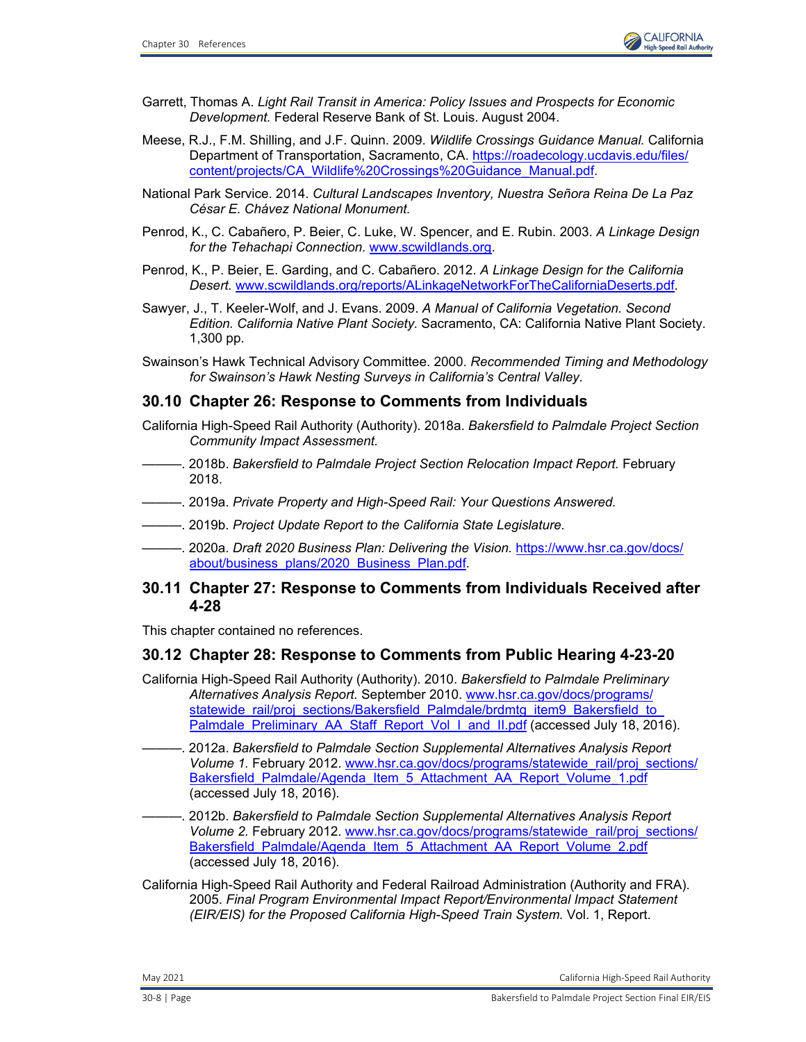Garrett, Thomas A. *Light Rail Transit in America: Policy Issues and Prospects for Economic Development*. Federal Reserve Bank of St. Louis. August 2004.

Meese, R.J., F.M. Shilling, and J.F. Quinn. 2009. *Wildlife Crossings Guidance Manual.* California Department of Transportation, Sacramento, CA. https://roadecology.ucdavis.edu/files/content/projects/CA_Wildlife%20Crossings%20Guidance_Manual.pdf.

National Park Service. 2014. *Cultural Landscapes Inventory, Nuestra Señora Reina De La Paz César E. Chávez National Monument.*

Penrod, K., C. Cabañero, P. Beier, C. Luke, W. Spencer, and E. Rubin. 2003. *A Linkage Design for the Tehachapi Connection.* www.scwildlands.org.

Penrod, K., P. Beier, E. Garding, and C. Cabañero. 2012. *A Linkage Design for the California Desert.* www.scwildlands.org/reports/ALinkageNetworkForTheCaliforniaDeserts.pdf.

Sawyer, J., T. Keeler-Wolf, and J. Evans. 2009. *A Manual of California Vegetation. Second Edition. California Native Plant Society.* Sacramento, CA: California Native Plant Society. 1,300 pp.

Swainson's Hawk Technical Advisory Committee. 2000. *Recommended Timing and Methodology for Swainson's Hawk Nesting Surveys in California's Central Valley*.

## 30.10 Chapter 26: Response to Comments from Individuals

California High-Speed Rail Authority (Authority). 2018a. *Bakersfield to Palmdale Project Section Community Impact Assessment.*

———. 2018b. *Bakersfield to Palmdale Project Section Relocation Impact Report.* February 2018.

———. 2019a. *Private Property and High-Speed Rail: Your Questions Answered.*

———. 2019b. *Project Update Report to the California State Legislature.*

———. 2020a. *Draft 2020 Business Plan: Delivering the Vision.* https://www.hsr.ca.gov/docs/about/business_plans/2020_Business_Plan.pdf.

## 30.11 Chapter 27: Response to Comments from Individuals Received after 4-28

This chapter contained no references.

## 30.12 Chapter 28: Response to Comments from Public Hearing 4-23-20

California High-Speed Rail Authority (Authority). 2010. *Bakersfield to Palmdale Preliminary Alternatives Analysis Report.* September 2010. www.hsr.ca.gov/docs/programs/statewide_rail/proj_sections/Bakersfield_Palmdale/brdmtg_item9_Bakersfield_to_Palmdale_Preliminary_AA_Staff_Report_Vol_I_and_II.pdf (accessed July 18, 2016).

———. 2012a. *Bakersfield to Palmdale Section Supplemental Alternatives Analysis Report Volume 1.* February 2012. www.hsr.ca.gov/docs/programs/statewide_rail/proj_sections/Bakersfield_Palmdale/Agenda_Item_5_Attachment_AA_Report_Volume_1.pdf (accessed July 18, 2016).

———. 2012b. *Bakersfield to Palmdale Section Supplemental Alternatives Analysis Report Volume 2.* February 2012. www.hsr.ca.gov/docs/programs/statewide_rail/proj_sections/Bakersfield_Palmdale/Agenda_Item_5_Attachment_AA_Report_Volume_2.pdf (accessed July 18, 2016).

California High-Speed Rail Authority and Federal Railroad Administration (Authority and FRA). 2005. *Final Program Environmental Impact Report/Environmental Impact Statement (EIR/EIS) for the Proposed California High-Speed Train System.* Vol. 1, Report.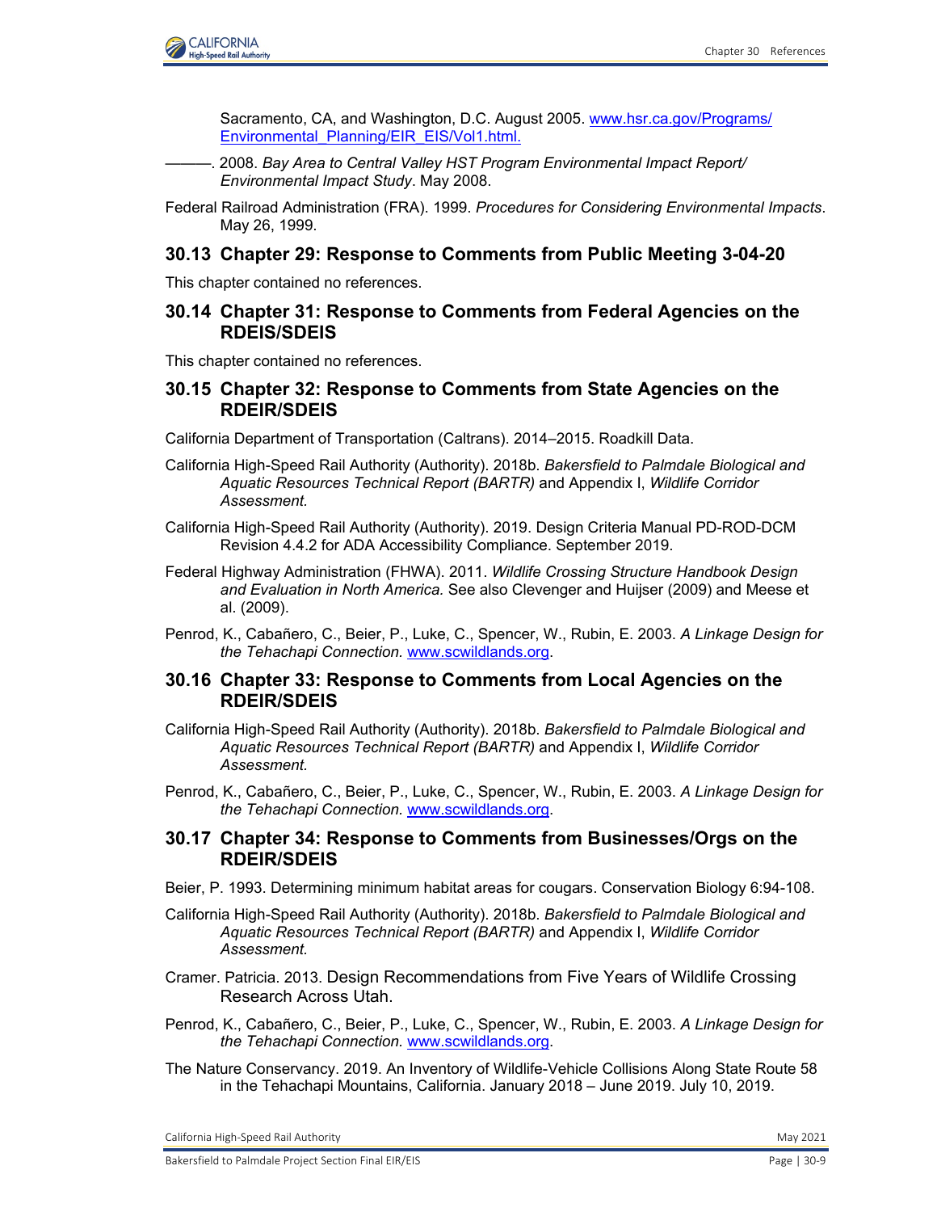Sacramento, CA, and Washington, D.C. August 2005. [www.hsr.ca.gov/Programs/Environmental_Planning/EIR_EIS/Vol1.html.](www.hsr.ca.gov/Programs/Environmental_Planning/EIR_EIS/Vol1.html)

———. 2008. *Bay Area to Central Valley HST Program Environmental Impact Report/ Environmental Impact Study*. May 2008.

Federal Railroad Administration (FRA). 1999. *Procedures for Considering Environmental Impacts*. May 26, 1999.

## 30.13 Chapter 29: Response to Comments from Public Meeting 3-04-20

This chapter contained no references.

## 30.14 Chapter 31: Response to Comments from Federal Agencies on the RDEIS/SDEIS

This chapter contained no references.

## 30.15 Chapter 32: Response to Comments from State Agencies on the RDEIR/SDEIS

California Department of Transportation (Caltrans). 2014–2015. Roadkill Data.

California High-Speed Rail Authority (Authority). 2018b. *Bakersfield to Palmdale Biological and Aquatic Resources Technical Report (BARTR)* and Appendix I, *Wildlife Corridor Assessment.*

California High-Speed Rail Authority (Authority). 2019. Design Criteria Manual PD-ROD-DCM Revision 4.4.2 for ADA Accessibility Compliance. September 2019.

Federal Highway Administration (FHWA). 2011. *Wildlife Crossing Structure Handbook Design and Evaluation in North America.* See also Clevenger and Huijser (2009) and Meese et al. (2009).

Penrod, K., Cabañero, C., Beier, P., Luke, C., Spencer, W., Rubin, E. 2003. *A Linkage Design for the Tehachapi Connection.* [www.scwildlands.org](www.scwildlands.org).

## 30.16 Chapter 33: Response to Comments from Local Agencies on the RDEIR/SDEIS

California High-Speed Rail Authority (Authority). 2018b. *Bakersfield to Palmdale Biological and Aquatic Resources Technical Report (BARTR)* and Appendix I, *Wildlife Corridor Assessment.*

Penrod, K., Cabañero, C., Beier, P., Luke, C., Spencer, W., Rubin, E. 2003. *A Linkage Design for the Tehachapi Connection.* [www.scwildlands.org](www.scwildlands.org).

## 30.17 Chapter 34: Response to Comments from Businesses/Orgs on the RDEIR/SDEIS

Beier, P. 1993. Determining minimum habitat areas for cougars. Conservation Biology 6:94-108.

California High-Speed Rail Authority (Authority). 2018b. *Bakersfield to Palmdale Biological and Aquatic Resources Technical Report (BARTR)* and Appendix I, *Wildlife Corridor Assessment.*

Cramer. Patricia. 2013. Design Recommendations from Five Years of Wildlife Crossing Research Across Utah.

Penrod, K., Cabañero, C., Beier, P., Luke, C., Spencer, W., Rubin, E. 2003. *A Linkage Design for the Tehachapi Connection.* [www.scwildlands.org](www.scwildlands.org).

The Nature Conservancy. 2019. An Inventory of Wildlife-Vehicle Collisions Along State Route 58 in the Tehachapi Mountains, California. January 2018 – June 2019. July 10, 2019.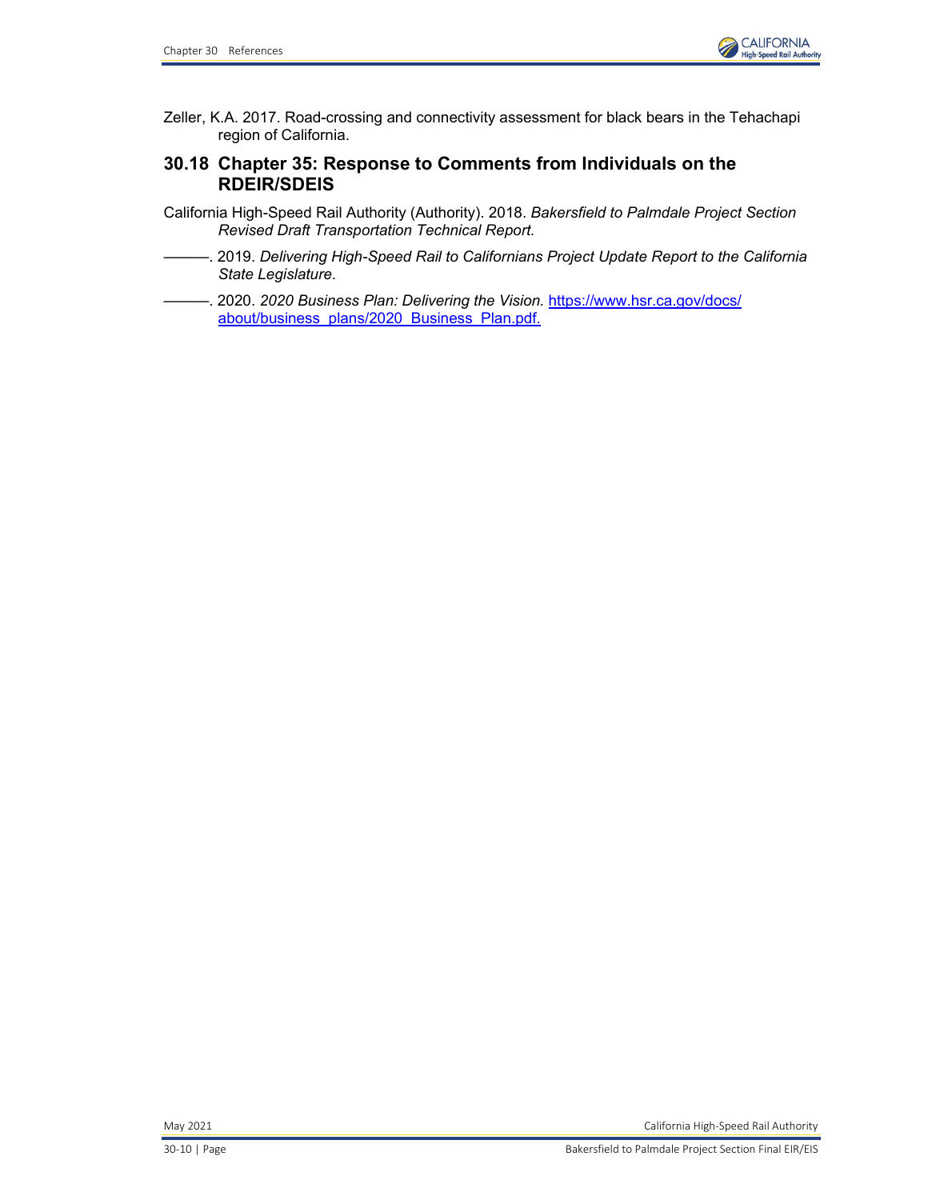Zeller, K.A. 2017. Road-crossing and connectivity assessment for black bears in the Tehachapi region of California.

## 30.18 Chapter 35: Response to Comments from Individuals on the RDEIR/SDEIS

California High-Speed Rail Authority (Authority). 2018. *Bakersfield to Palmdale Project Section Revised Draft Transportation Technical Report.*

———. 2019. *Delivering High-Speed Rail to Californians Project Update Report to the California State Legislature*.

———. 2020. *2020 Business Plan: Delivering the Vision.* https://www.hsr.ca.gov/docs/about/business_plans/2020_Business_Plan.pdf.